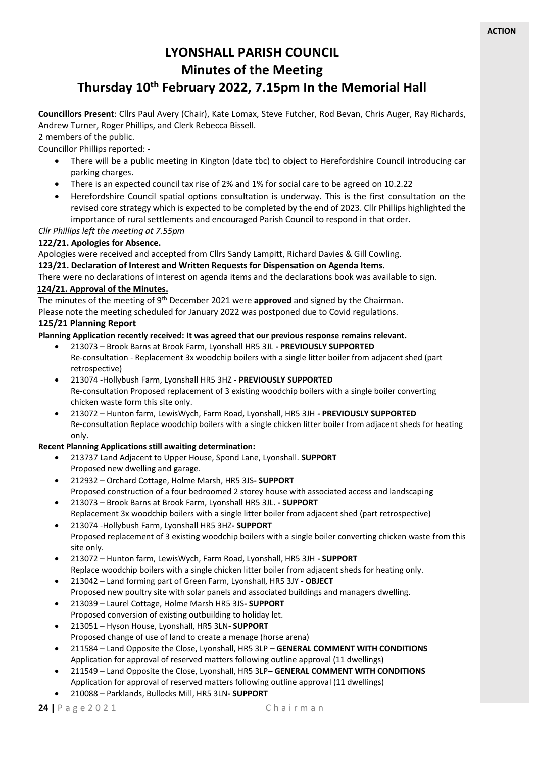**ACTION**

# LYONSHALL PARISH COUNCIL
## Minutes of the Meeting
## Thursday 10th February 2022, 7.15pm In the Memorial Hall

**Councillors Present**: Cllrs Paul Avery (Chair), Kate Lomax, Steve Futcher, Rod Bevan, Chris Auger, Ray Richards, Andrew Turner, Roger Phillips, and Clerk Rebecca Bissell.

2 members of the public.

Councillor Phillips reported: -

- There will be a public meeting in Kington (date tbc) to object to Herefordshire Council introducing car parking charges.
- There is an expected council tax rise of 2% and 1% for social care to be agreed on 10.2.22
- Herefordshire Council spatial options consultation is underway. This is the first consultation on the revised core strategy which is expected to be completed by the end of 2023. Cllr Phillips highlighted the importance of rural settlements and encouraged Parish Council to respond in that order.

*Cllr Phillips left the meeting at 7.55pm*

**122/21. Apologies for Absence.**

Apologies were received and accepted from Cllrs Sandy Lampitt, Richard Davies & Gill Cowling.

**123/21. Declaration of Interest and Written Requests for Dispensation on Agenda Items.**

There were no declarations of interest on agenda items and the declarations book was available to sign.

**124/21. Approval of the Minutes.**

The minutes of the meeting of 9th December 2021 were **approved** and signed by the Chairman.

Please note the meeting scheduled for January 2022 was postponed due to Covid regulations.

**125/21 Planning Report**

**Planning Application recently received: It was agreed that our previous response remains relevant.**

- 213073 – Brook Barns at Brook Farm, Lyonshall HR5 3JL **- PREVIOUSLY SUPPORTED**
  Re-consultation - Replacement 3x woodchip boilers with a single litter boiler from adjacent shed (part retrospective)
- 213074 -Hollybush Farm, Lyonshall HR5 3HZ **- PREVIOUSLY SUPPORTED**
  Re-consultation Proposed replacement of 3 existing woodchip boilers with a single boiler converting chicken waste form this site only.
- 213072 – Hunton farm, LewisWych, Farm Road, Lyonshall, HR5 3JH **- PREVIOUSLY SUPPORTED**
  Re-consultation Replace woodchip boilers with a single chicken litter boiler from adjacent sheds for heating only.

**Recent Planning Applications still awaiting determination:**

- 213737 Land Adjacent to Upper House, Spond Lane, Lyonshall. **SUPPORT**
  Proposed new dwelling and garage.
- 212932 – Orchard Cottage, Holme Marsh, HR5 3JS**- SUPPORT**
  Proposed construction of a four bedroomed 2 storey house with associated access and landscaping
- 213073 – Brook Barns at Brook Farm, Lyonshall HR5 3JL. **- SUPPORT**
  Replacement 3x woodchip boilers with a single litter boiler from adjacent shed (part retrospective)
- 213074 -Hollybush Farm, Lyonshall HR5 3HZ**- SUPPORT**
  Proposed replacement of 3 existing woodchip boilers with a single boiler converting chicken waste from this site only.
- 213072 – Hunton farm, LewisWych, Farm Road, Lyonshall, HR5 3JH **- SUPPORT**
  Replace woodchip boilers with a single chicken litter boiler from adjacent sheds for heating only.
- 213042 – Land forming part of Green Farm, Lyonshall, HR5 3JY **- OBJECT**
  Proposed new poultry site with solar panels and associated buildings and managers dwelling.
- 213039 – Laurel Cottage, Holme Marsh HR5 3JS**- SUPPORT**
  Proposed conversion of existing outbuilding to holiday let.
- 213051 – Hyson House, Lyonshall, HR5 3LN**- SUPPORT**
  Proposed change of use of land to create a menage (horse arena)
- 211584 – Land Opposite the Close, Lyonshall, HR5 3LP **– GENERAL COMMENT WITH CONDITIONS**
  Application for approval of reserved matters following outline approval (11 dwellings)
- 211549 – Land Opposite the Close, Lyonshall, HR5 3LP**– GENERAL COMMENT WITH CONDITIONS**
  Application for approval of reserved matters following outline approval (11 dwellings)
- 210088 – Parklands, Bullocks Mill, HR5 3LN**- SUPPORT**

Chairman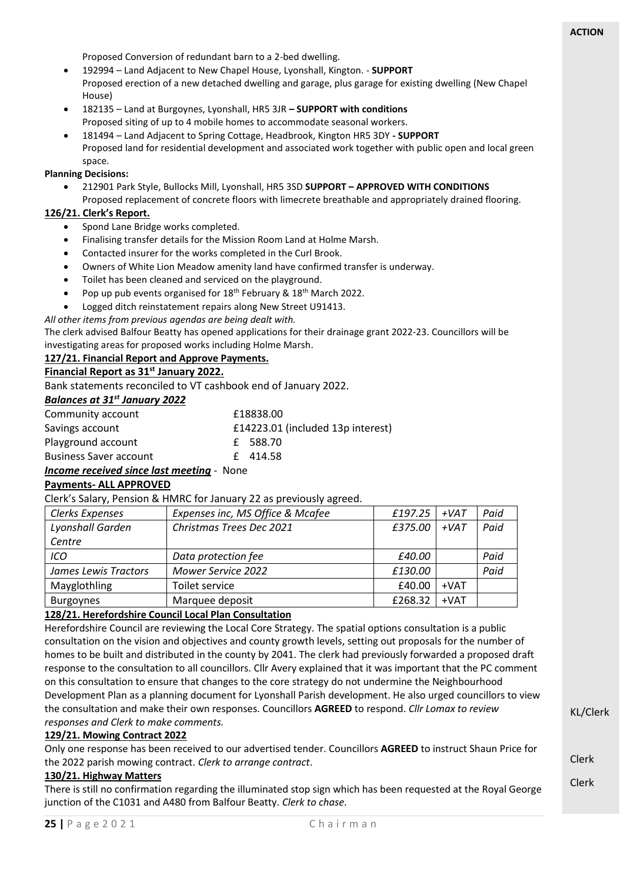Proposed Conversion of redundant barn to a 2-bed dwelling.

- 192994 – Land Adjacent to New Chapel House, Lyonshall, Kington. - **SUPPORT**
  Proposed erection of a new detached dwelling and garage, plus garage for existing dwelling (New Chapel House)
- 182135 – Land at Burgoynes, Lyonshall, HR5 3JR **– SUPPORT with conditions**
  Proposed siting of up to 4 mobile homes to accommodate seasonal workers.
- 181494 – Land Adjacent to Spring Cottage, Headbrook, Kington HR5 3DY **- SUPPORT**
  Proposed land for residential development and associated work together with public open and local green space.

**Planning Decisions:**

- 212901 Park Style, Bullocks Mill, Lyonshall, HR5 3SD **SUPPORT – APPROVED WITH CONDITIONS**
  Proposed replacement of concrete floors with limecrete breathable and appropriately drained flooring.

**126/21. Clerk's Report.**

- Spond Lane Bridge works completed.
- Finalising transfer details for the Mission Room Land at Holme Marsh.
- Contacted insurer for the works completed in the Curl Brook.
- Owners of White Lion Meadow amenity land have confirmed transfer is underway.
- Toilet has been cleaned and serviced on the playground.
- Pop up pub events organised for 18th February & 18th March 2022.
- Logged ditch reinstatement repairs along New Street U91413.

*All other items from previous agendas are being dealt with.*

The clerk advised Balfour Beatty has opened applications for their drainage grant 2022-23. Councillors will be investigating areas for proposed works including Holme Marsh.

**127/21. Financial Report and Approve Payments.**

**Financial Report as 31st January 2022.**

Bank statements reconciled to VT cashbook end of January 2022.

***Balances at 31st January 2022***

| | |
|---|---|
| Community account | £18838.00 |
| Savings account | £14223.01 (included 13p interest) |
| Playground account | £ 588.70 |
| Business Saver account | £ 414.58 |

***Income received since last meeting*** - None

**Payments- ALL APPROVED**

Clerk's Salary, Pension & HMRC for January 22 as previously agreed.

| | | | | |
|---|---|---|---|---|
| *Clerks Expenses* | *Expenses inc, MS Office & Mcafee* | *£197.25* | *+VAT* | *Paid* |
| *Lyonshall Garden Centre* | *Christmas Trees Dec 2021* | *£375.00* | *+VAT* | *Paid* |
| *ICO* | *Data protection fee* | *£40.00* | | *Paid* |
| *James Lewis Tractors* | *Mower Service 2022* | *£130.00* | | *Paid* |
| Mayglothling | Toilet service | £40.00 | +VAT | |
| Burgoynes | Marquee deposit | £268.32 | +VAT | |

**128/21. Herefordshire Council Local Plan Consultation**

Herefordshire Council are reviewing the Local Core Strategy. The spatial options consultation is a public consultation on the vision and objectives and county growth levels, setting out proposals for the number of homes to be built and distributed in the county by 2041. The clerk had previously forwarded a proposed draft response to the consultation to all councillors. Cllr Avery explained that it was important that the PC comment on this consultation to ensure that changes to the core strategy do not undermine the Neighbourhood Development Plan as a planning document for Lyonshall Parish development. He also urged councillors to view the consultation and make their own responses. Councillors **AGREED** to respond. *Cllr Lomax to review responses and Clerk to make comments.* — **ACTION: KL/Clerk**

**129/21. Mowing Contract 2022**

Only one response has been received to our advertised tender. Councillors **AGREED** to instruct Shaun Price for the 2022 parish mowing contract. *Clerk to arrange contract*. — **ACTION: Clerk**

**130/21. Highway Matters**

There is still no confirmation regarding the illuminated stop sign which has been requested at the Royal George junction of the C1031 and A480 from Balfour Beatty. *Clerk to chase.* — **ACTION: Clerk**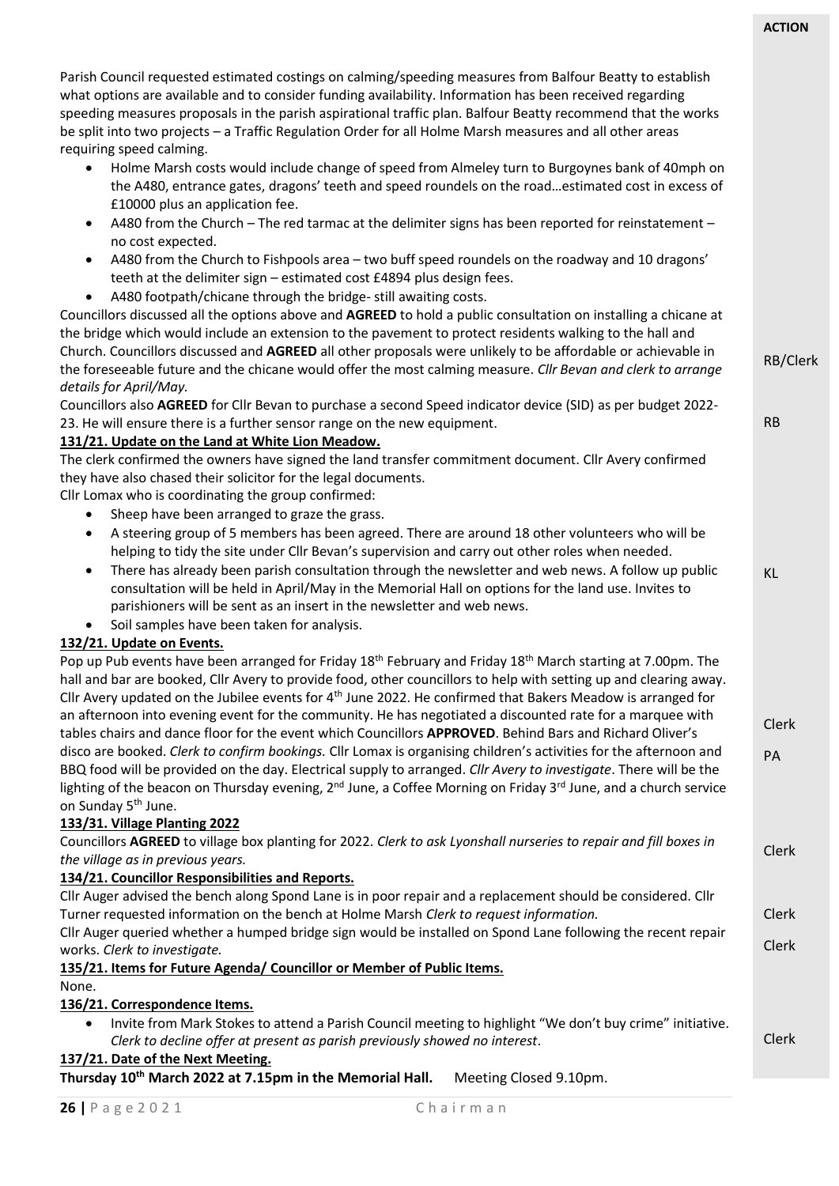**ACTION**

Parish Council requested estimated costings on calming/speeding measures from Balfour Beatty to establish what options are available and to consider funding availability. Information has been received regarding speeding measures proposals in the parish aspirational traffic plan. Balfour Beatty recommend that the works be split into two projects – a Traffic Regulation Order for all Holme Marsh measures and all other areas requiring speed calming.

- Holme Marsh costs would include change of speed from Almeley turn to Burgoynes bank of 40mph on the A480, entrance gates, dragons' teeth and speed roundels on the road…estimated cost in excess of £10000 plus an application fee.
- A480 from the Church – The red tarmac at the delimiter signs has been reported for reinstatement – no cost expected.
- A480 from the Church to Fishpools area – two buff speed roundels on the roadway and 10 dragons' teeth at the delimiter sign – estimated cost £4894 plus design fees.
- A480 footpath/chicane through the bridge- still awaiting costs.

Councillors discussed all the options above and **AGREED** to hold a public consultation on installing a chicane at the bridge which would include an extension to the pavement to protect residents walking to the hall and Church. Councillors discussed and **AGREED** all other proposals were unlikely to be affordable or achievable in the foreseeable future and the chicane would offer the most calming measure. *Cllr Bevan and clerk to arrange details for April/May.* — RB/Clerk

Councillors also **AGREED** for Cllr Bevan to purchase a second Speed indicator device (SID) as per budget 2022-23. He will ensure there is a further sensor range on the new equipment. — RB

**131/21. Update on the Land at White Lion Meadow.**

The clerk confirmed the owners have signed the land transfer commitment document. Cllr Avery confirmed they have also chased their solicitor for the legal documents.

Cllr Lomax who is coordinating the group confirmed:

- Sheep have been arranged to graze the grass.
- A steering group of 5 members has been agreed. There are around 18 other volunteers who will be helping to tidy the site under Cllr Bevan's supervision and carry out other roles when needed.
- There has already been parish consultation through the newsletter and web news. A follow up public consultation will be held in April/May in the Memorial Hall on options for the land use. Invites to parishioners will be sent as an insert in the newsletter and web news. — KL
- Soil samples have been taken for analysis.

**132/21. Update on Events.**

Pop up Pub events have been arranged for Friday 18th February and Friday 18th March starting at 7.00pm. The hall and bar are booked, Cllr Avery to provide food, other councillors to help with setting up and clearing away. Cllr Avery updated on the Jubilee events for 4th June 2022. He confirmed that Bakers Meadow is arranged for an afternoon into evening event for the community. He has negotiated a discounted rate for a marquee with tables chairs and dance floor for the event which Councillors **APPROVED**. Behind Bars and Richard Oliver's disco are booked. *Clerk to confirm bookings.* Cllr Lomax is organising children's activities for the afternoon and BBQ food will be provided on the day. Electrical supply to arranged. *Cllr Avery to investigate*. There will be the lighting of the beacon on Thursday evening, 2nd June, a Coffee Morning on Friday 3rd June, and a church service on Sunday 5th June. — Clerk; PA

**133/31. Village Planting 2022**

Councillors **AGREED** to village box planting for 2022. *Clerk to ask Lyonshall nurseries to repair and fill boxes in the village as in previous years.* — Clerk

**134/21. Councillor Responsibilities and Reports.**

Cllr Auger advised the bench along Spond Lane is in poor repair and a replacement should be considered. Cllr Turner requested information on the bench at Holme Marsh *Clerk to request information.* — Clerk

Cllr Auger queried whether a humped bridge sign would be installed on Spond Lane following the recent repair works. *Clerk to investigate.* — Clerk

**135/21. Items for Future Agenda/ Councillor or Member of Public Items.**

None.

**136/21. Correspondence Items.**

- Invite from Mark Stokes to attend a Parish Council meeting to highlight "We don't buy crime" initiative. *Clerk to decline offer at present as parish previously showed no interest*. — Clerk

**137/21. Date of the Next Meeting.**

**Thursday 10th March 2022 at 7.15pm in the Memorial Hall.** Meeting Closed 9.10pm.

Chairman